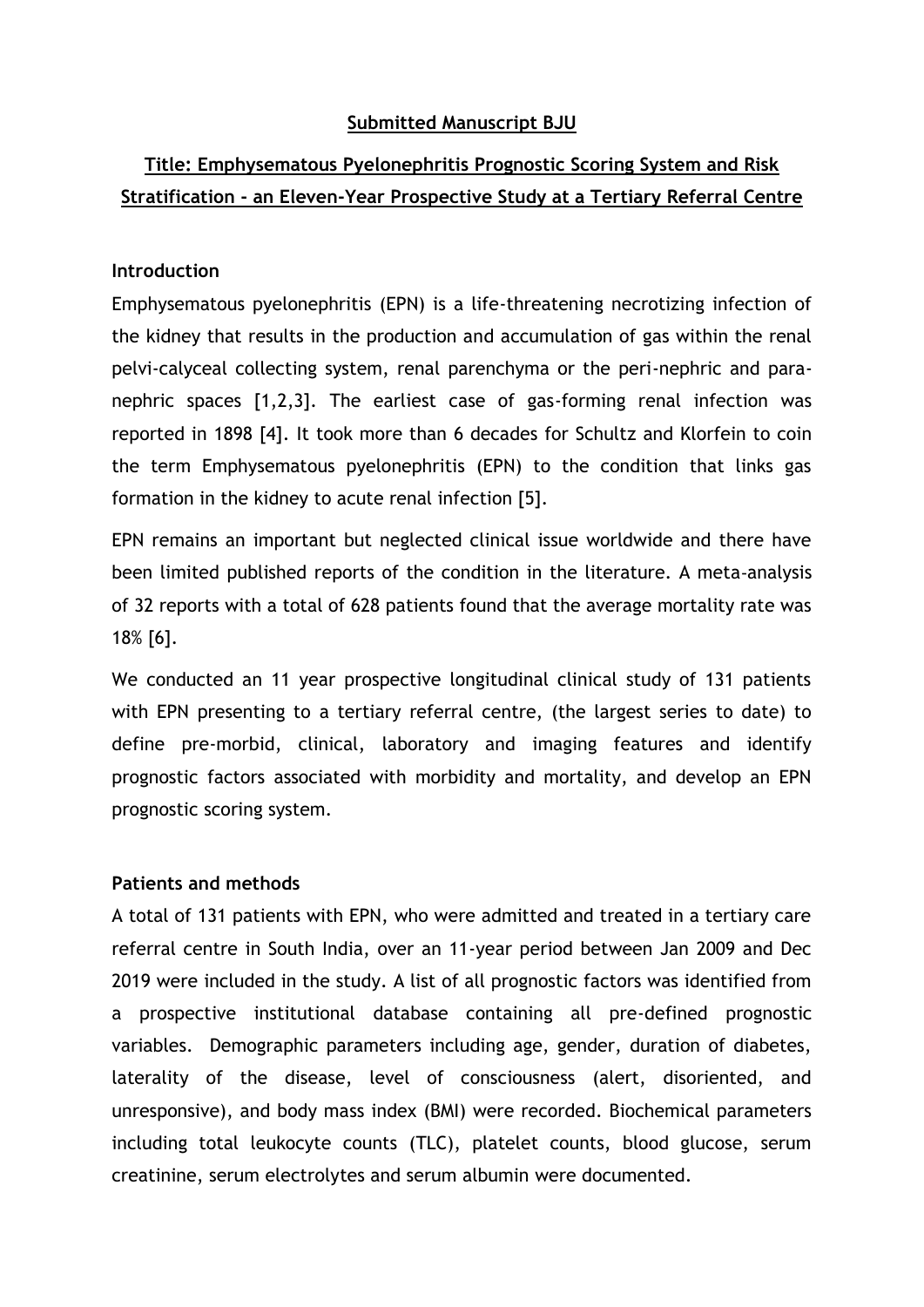**Submitted Manuscript BJU**

# Title: Emphysematous Pyelonephritis Prognostic Scoring System and Risk Stratification - an Eleven-Year Prospective Study at a Tertiary Referral Centre

## Introduction

Emphysematous pyelonephritis (EPN) is a life-threatening necrotizing infection of the kidney that results in the production and accumulation of gas within the renal pelvi-calyceal collecting system, renal parenchyma or the peri-nephric and para-nephric spaces [1,2,3]. The earliest case of gas-forming renal infection was reported in 1898 [4]. It took more than 6 decades for Schultz and Klorfein to coin the term Emphysematous pyelonephritis (EPN) to the condition that links gas formation in the kidney to acute renal infection [5].

EPN remains an important but neglected clinical issue worldwide and there have been limited published reports of the condition in the literature. A meta-analysis of 32 reports with a total of 628 patients found that the average mortality rate was 18% [6].

We conducted an 11 year prospective longitudinal clinical study of 131 patients with EPN presenting to a tertiary referral centre, (the largest series to date) to define pre-morbid, clinical, laboratory and imaging features and identify prognostic factors associated with morbidity and mortality, and develop an EPN prognostic scoring system.

## Patients and methods

A total of 131 patients with EPN, who were admitted and treated in a tertiary care referral centre in South India, over an 11-year period between Jan 2009 and Dec 2019 were included in the study. A list of all prognostic factors was identified from a prospective institutional database containing all pre-defined prognostic variables. Demographic parameters including age, gender, duration of diabetes, laterality of the disease, level of consciousness (alert, disoriented, and unresponsive), and body mass index (BMI) were recorded. Biochemical parameters including total leukocyte counts (TLC), platelet counts, blood glucose, serum creatinine, serum electrolytes and serum albumin were documented.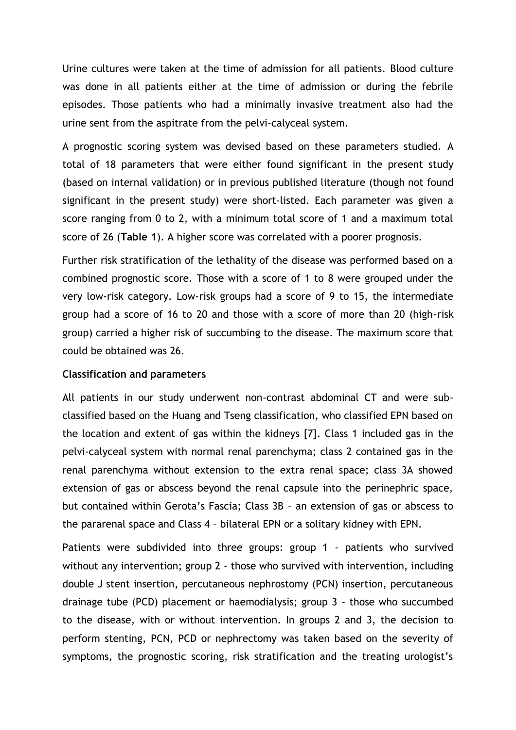Urine cultures were taken at the time of admission for all patients. Blood culture was done in all patients either at the time of admission or during the febrile episodes. Those patients who had a minimally invasive treatment also had the urine sent from the aspitrate from the pelvi-calyceal system.

A prognostic scoring system was devised based on these parameters studied. A total of 18 parameters that were either found significant in the present study (based on internal validation) or in previous published literature (though not found significant in the present study) were short-listed. Each parameter was given a score ranging from 0 to 2, with a minimum total score of 1 and a maximum total score of 26 (**Table 1**). A higher score was correlated with a poorer prognosis.

Further risk stratification of the lethality of the disease was performed based on a combined prognostic score. Those with a score of 1 to 8 were grouped under the very low-risk category. Low-risk groups had a score of 9 to 15, the intermediate group had a score of 16 to 20 and those with a score of more than 20 (high-risk group) carried a higher risk of succumbing to the disease. The maximum score that could be obtained was 26.

**Classification and parameters**

All patients in our study underwent non-contrast abdominal CT and were sub-classified based on the Huang and Tseng classification, who classified EPN based on the location and extent of gas within the kidneys [7]. Class 1 included gas in the pelvi-calyceal system with normal renal parenchyma; class 2 contained gas in the renal parenchyma without extension to the extra renal space; class 3A showed extension of gas or abscess beyond the renal capsule into the perinephric space, but contained within Gerota's Fascia; Class 3B – an extension of gas or abscess to the pararenal space and Class 4 – bilateral EPN or a solitary kidney with EPN.

Patients were subdivided into three groups: group 1 - patients who survived without any intervention; group 2 - those who survived with intervention, including double J stent insertion, percutaneous nephrostomy (PCN) insertion, percutaneous drainage tube (PCD) placement or haemodialysis; group 3 - those who succumbed to the disease, with or without intervention. In groups 2 and 3, the decision to perform stenting, PCN, PCD or nephrectomy was taken based on the severity of symptoms, the prognostic scoring, risk stratification and the treating urologist's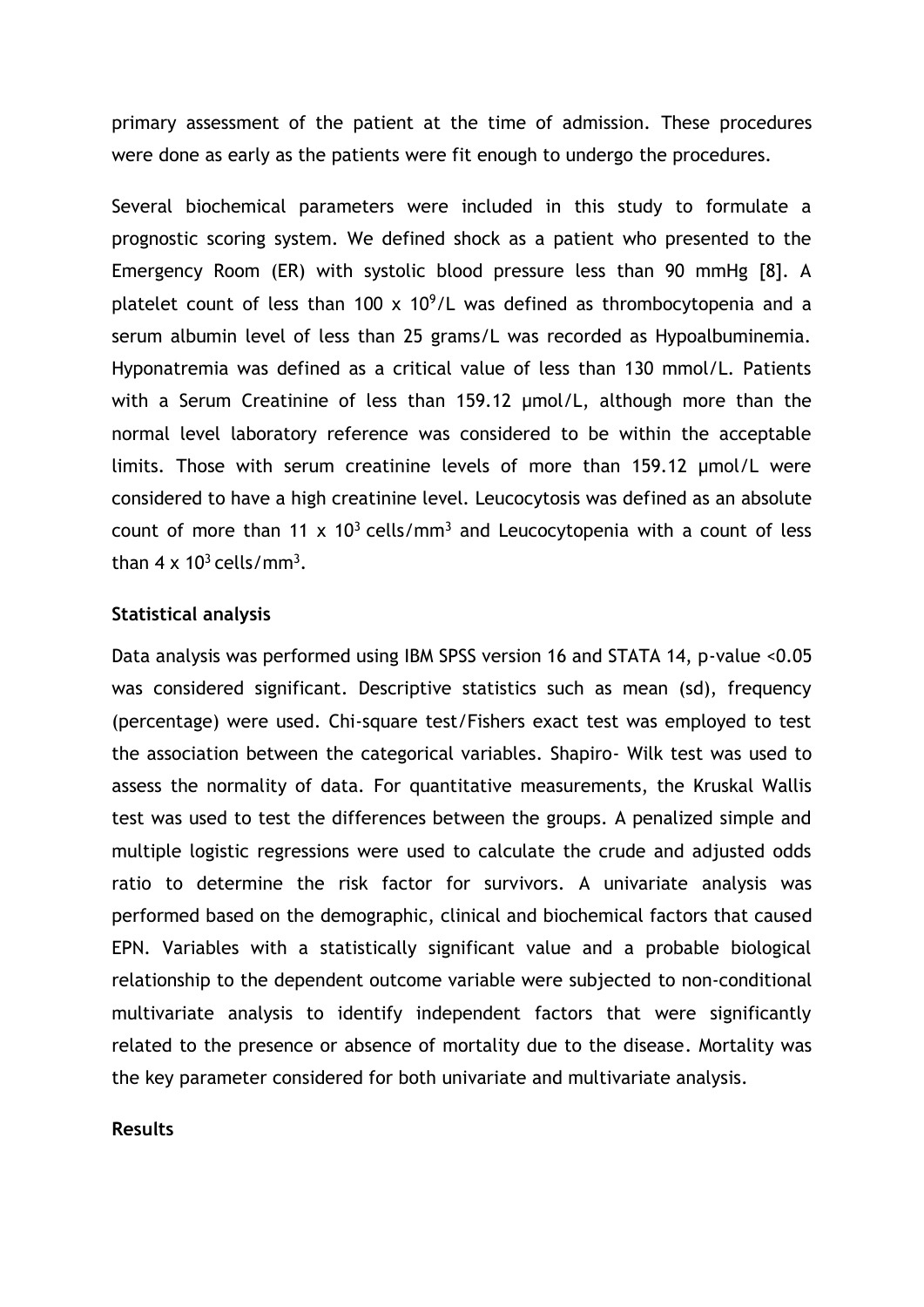primary assessment of the patient at the time of admission. These procedures were done as early as the patients were fit enough to undergo the procedures.

Several biochemical parameters were included in this study to formulate a prognostic scoring system. We defined shock as a patient who presented to the Emergency Room (ER) with systolic blood pressure less than 90 mmHg [8]. A platelet count of less than 100 x $10^9$/L was defined as thrombocytopenia and a serum albumin level of less than 25 grams/L was recorded as Hypoalbuminemia. Hyponatremia was defined as a critical value of less than 130 mmol/L. Patients with a Serum Creatinine of less than 159.12 µmol/L, although more than the normal level laboratory reference was considered to be within the acceptable limits. Those with serum creatinine levels of more than 159.12 µmol/L were considered to have a high creatinine level. Leucocytosis was defined as an absolute count of more than 11 x $10^3$ cells/$mm^3$ and Leucocytopenia with a count of less than 4 x $10^3$ cells/$mm^3$.

**Statistical analysis**

Data analysis was performed using IBM SPSS version 16 and STATA 14, p-value <0.05 was considered significant. Descriptive statistics such as mean (sd), frequency (percentage) were used. Chi-square test/Fishers exact test was employed to test the association between the categorical variables. Shapiro- Wilk test was used to assess the normality of data. For quantitative measurements, the Kruskal Wallis test was used to test the differences between the groups. A penalized simple and multiple logistic regressions were used to calculate the crude and adjusted odds ratio to determine the risk factor for survivors. A univariate analysis was performed based on the demographic, clinical and biochemical factors that caused EPN. Variables with a statistically significant value and a probable biological relationship to the dependent outcome variable were subjected to non-conditional multivariate analysis to identify independent factors that were significantly related to the presence or absence of mortality due to the disease. Mortality was the key parameter considered for both univariate and multivariate analysis.

**Results**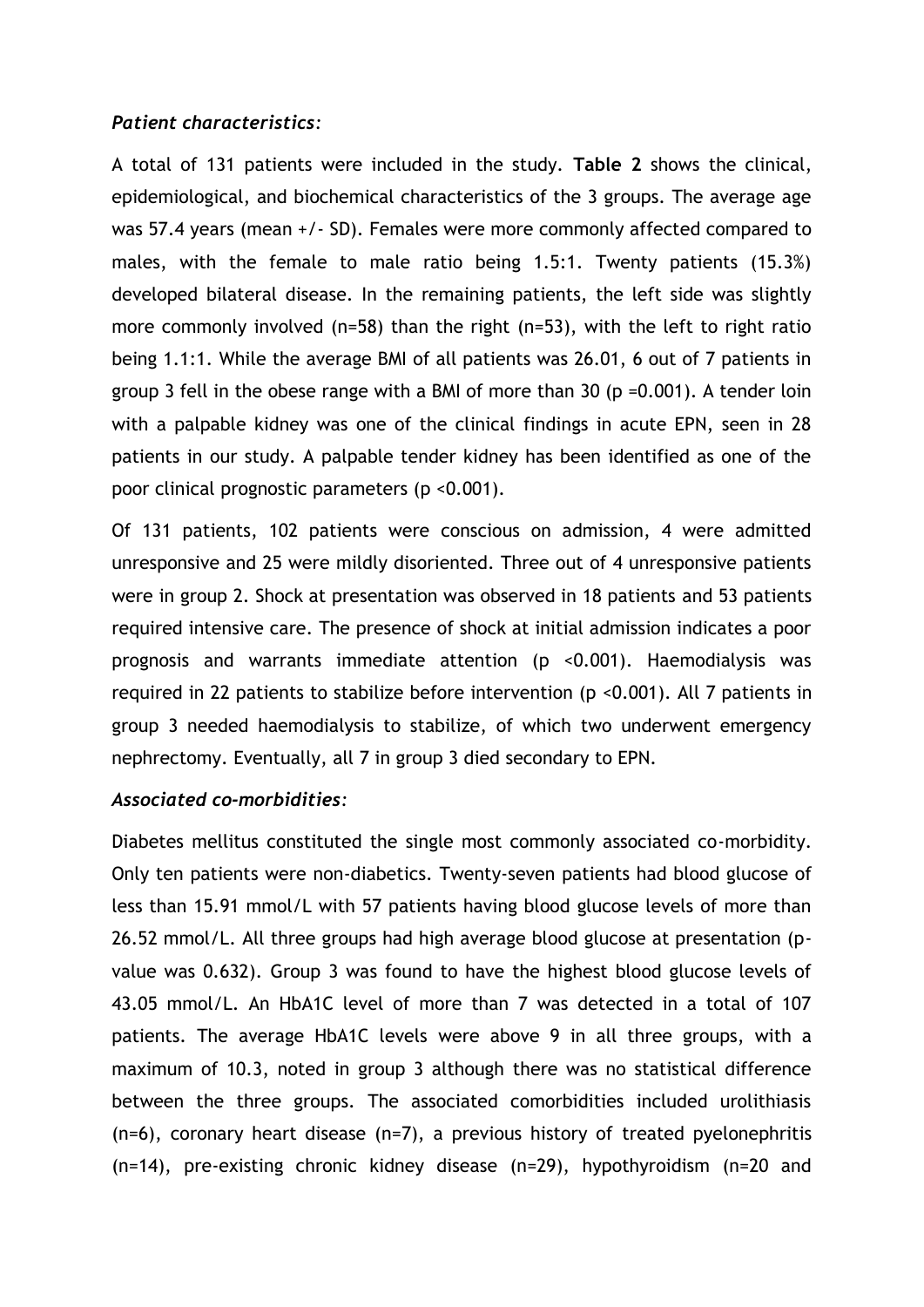### *Patient characteristics:*

A total of 131 patients were included in the study. **Table 2** shows the clinical, epidemiological, and biochemical characteristics of the 3 groups. The average age was 57.4 years (mean +/- SD). Females were more commonly affected compared to males, with the female to male ratio being 1.5:1. Twenty patients (15.3%) developed bilateral disease. In the remaining patients, the left side was slightly more commonly involved (n=58) than the right (n=53), with the left to right ratio being 1.1:1. While the average BMI of all patients was 26.01, 6 out of 7 patients in group 3 fell in the obese range with a BMI of more than 30 ($p = 0.001$). A tender loin with a palpable kidney was one of the clinical findings in acute EPN, seen in 28 patients in our study. A palpable tender kidney has been identified as one of the poor clinical prognostic parameters ($p < 0.001$).

Of 131 patients, 102 patients were conscious on admission, 4 were admitted unresponsive and 25 were mildly disoriented. Three out of 4 unresponsive patients were in group 2. Shock at presentation was observed in 18 patients and 53 patients required intensive care. The presence of shock at initial admission indicates a poor prognosis and warrants immediate attention ($p < 0.001$). Haemodialysis was required in 22 patients to stabilize before intervention ($p < 0.001$). All 7 patients in group 3 needed haemodialysis to stabilize, of which two underwent emergency nephrectomy. Eventually, all 7 in group 3 died secondary to EPN.

### *Associated co-morbidities:*

Diabetes mellitus constituted the single most commonly associated co-morbidity. Only ten patients were non-diabetics. Twenty-seven patients had blood glucose of less than 15.91 mmol/L with 57 patients having blood glucose levels of more than 26.52 mmol/L. All three groups had high average blood glucose at presentation (p-value was 0.632). Group 3 was found to have the highest blood glucose levels of 43.05 mmol/L. An HbA1C level of more than 7 was detected in a total of 107 patients. The average HbA1C levels were above 9 in all three groups, with a maximum of 10.3, noted in group 3 although there was no statistical difference between the three groups. The associated comorbidities included urolithiasis (n=6), coronary heart disease (n=7), a previous history of treated pyelonephritis (n=14), pre-existing chronic kidney disease (n=29), hypothyroidism (n=20 and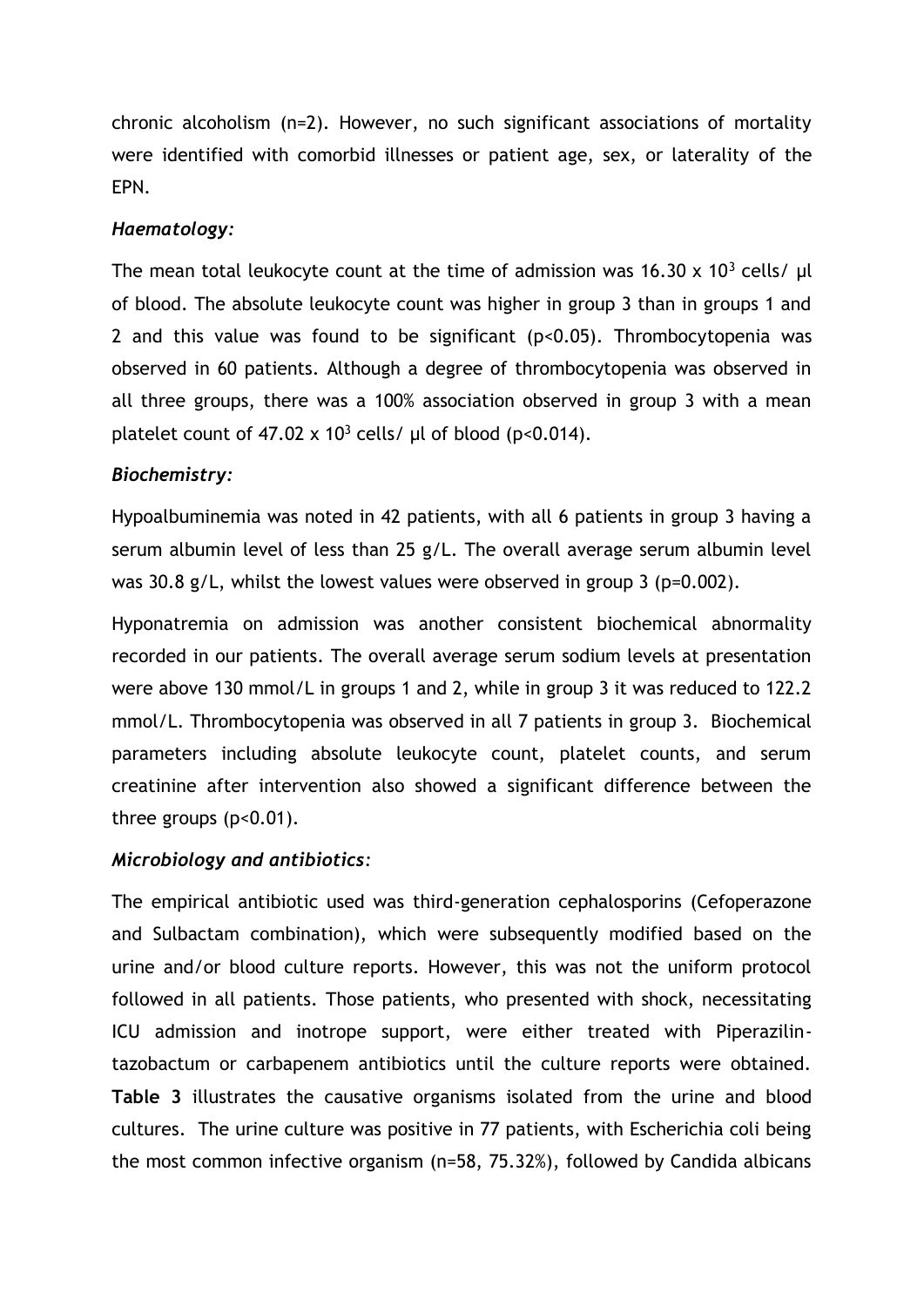chronic alcoholism (n=2). However, no such significant associations of mortality were identified with comorbid illnesses or patient age, sex, or laterality of the EPN.

### *Haematology:*

The mean total leukocyte count at the time of admission was 16.30 x $10^3$ cells/ µl of blood. The absolute leukocyte count was higher in group 3 than in groups 1 and 2 and this value was found to be significant ($p<0.05$). Thrombocytopenia was observed in 60 patients. Although a degree of thrombocytopenia was observed in all three groups, there was a 100% association observed in group 3 with a mean platelet count of 47.02 x $10^3$ cells/ µl of blood ($p<0.014$).

### *Biochemistry:*

Hypoalbuminemia was noted in 42 patients, with all 6 patients in group 3 having a serum albumin level of less than 25 g/L. The overall average serum albumin level was 30.8 g/L, whilst the lowest values were observed in group 3 ($p=0.002$).

Hyponatremia on admission was another consistent biochemical abnormality recorded in our patients. The overall average serum sodium levels at presentation were above 130 mmol/L in groups 1 and 2, while in group 3 it was reduced to 122.2 mmol/L. Thrombocytopenia was observed in all 7 patients in group 3. Biochemical parameters including absolute leukocyte count, platelet counts, and serum creatinine after intervention also showed a significant difference between the three groups ($p<0.01$).

### *Microbiology and antibiotics:*

The empirical antibiotic used was third-generation cephalosporins (Cefoperazone and Sulbactam combination), which were subsequently modified based on the urine and/or blood culture reports. However, this was not the uniform protocol followed in all patients. Those patients, who presented with shock, necessitating ICU admission and inotrope support, were either treated with Piperazilin-tazobactum or carbapenem antibiotics until the culture reports were obtained. **Table 3** illustrates the causative organisms isolated from the urine and blood cultures. The urine culture was positive in 77 patients, with Escherichia coli being the most common infective organism (n=58, 75.32%), followed by Candida albicans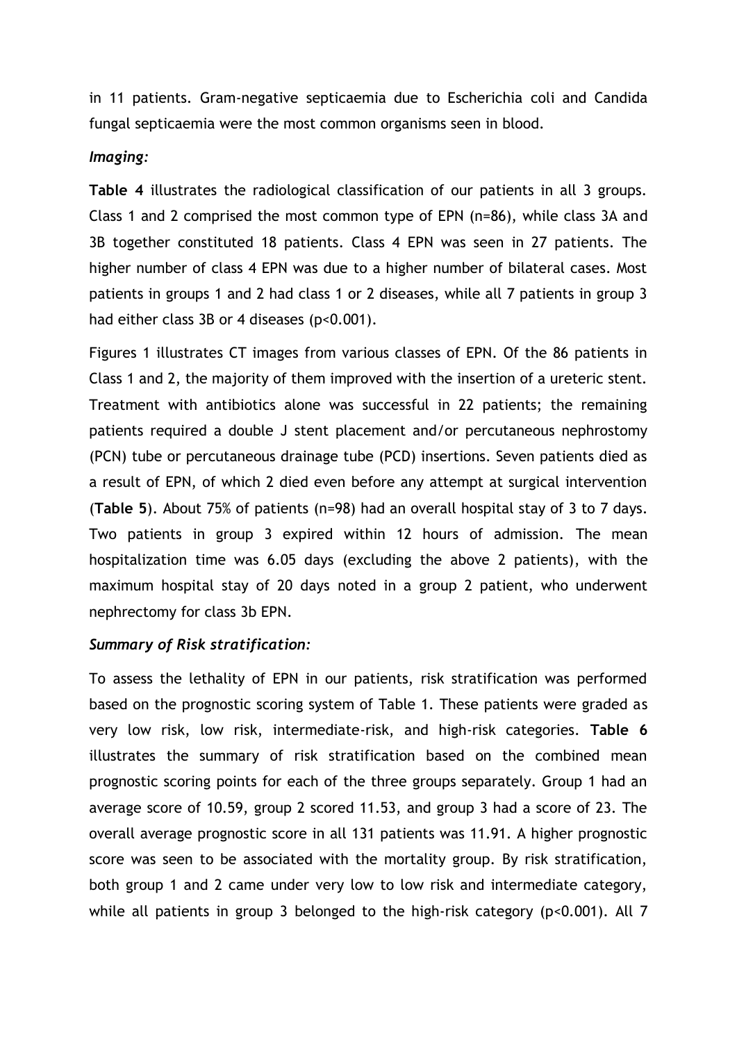in 11 patients. Gram-negative septicaemia due to Escherichia coli and Candida fungal septicaemia were the most common organisms seen in blood.

### *Imaging:*

**Table 4** illustrates the radiological classification of our patients in all 3 groups. Class 1 and 2 comprised the most common type of EPN (n=86), while class 3A and 3B together constituted 18 patients. Class 4 EPN was seen in 27 patients. The higher number of class 4 EPN was due to a higher number of bilateral cases. Most patients in groups 1 and 2 had class 1 or 2 diseases, while all 7 patients in group 3 had either class 3B or 4 diseases (p<0.001).

Figures 1 illustrates CT images from various classes of EPN. Of the 86 patients in Class 1 and 2, the majority of them improved with the insertion of a ureteric stent. Treatment with antibiotics alone was successful in 22 patients; the remaining patients required a double J stent placement and/or percutaneous nephrostomy (PCN) tube or percutaneous drainage tube (PCD) insertions. Seven patients died as a result of EPN, of which 2 died even before any attempt at surgical intervention (**Table 5**). About 75% of patients (n=98) had an overall hospital stay of 3 to 7 days. Two patients in group 3 expired within 12 hours of admission. The mean hospitalization time was 6.05 days (excluding the above 2 patients), with the maximum hospital stay of 20 days noted in a group 2 patient, who underwent nephrectomy for class 3b EPN.

### *Summary of Risk stratification:*

To assess the lethality of EPN in our patients, risk stratification was performed based on the prognostic scoring system of Table 1. These patients were graded as very low risk, low risk, intermediate-risk, and high-risk categories. **Table 6** illustrates the summary of risk stratification based on the combined mean prognostic scoring points for each of the three groups separately. Group 1 had an average score of 10.59, group 2 scored 11.53, and group 3 had a score of 23. The overall average prognostic score in all 131 patients was 11.91. A higher prognostic score was seen to be associated with the mortality group. By risk stratification, both group 1 and 2 came under very low to low risk and intermediate category, while all patients in group 3 belonged to the high-risk category (p<0.001). All 7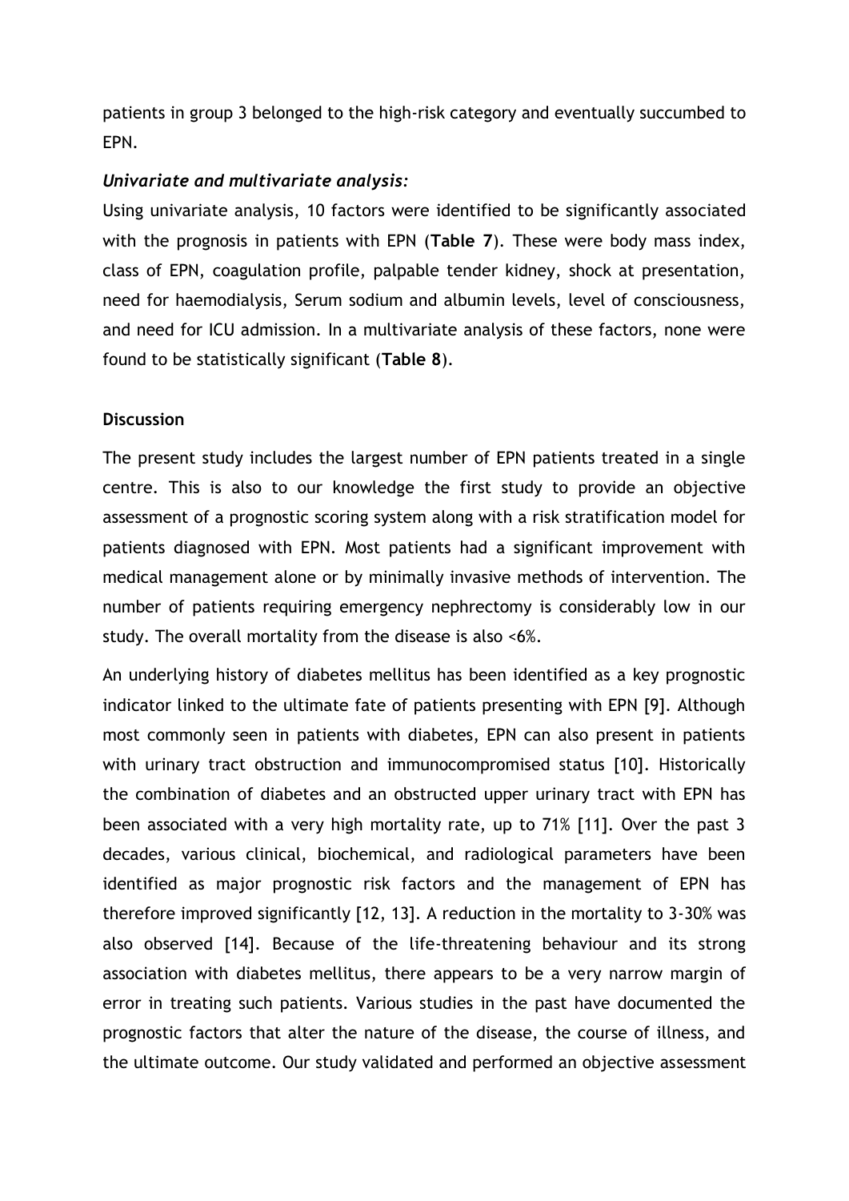patients in group 3 belonged to the high-risk category and eventually succumbed to EPN.

### *Univariate and multivariate analysis:*

Using univariate analysis, 10 factors were identified to be significantly associated with the prognosis in patients with EPN (**Table 7**). These were body mass index, class of EPN, coagulation profile, palpable tender kidney, shock at presentation, need for haemodialysis, Serum sodium and albumin levels, level of consciousness, and need for ICU admission. In a multivariate analysis of these factors, none were found to be statistically significant (**Table 8**).

## Discussion

The present study includes the largest number of EPN patients treated in a single centre. This is also to our knowledge the first study to provide an objective assessment of a prognostic scoring system along with a risk stratification model for patients diagnosed with EPN. Most patients had a significant improvement with medical management alone or by minimally invasive methods of intervention. The number of patients requiring emergency nephrectomy is considerably low in our study. The overall mortality from the disease is also <6%.

An underlying history of diabetes mellitus has been identified as a key prognostic indicator linked to the ultimate fate of patients presenting with EPN [9]. Although most commonly seen in patients with diabetes, EPN can also present in patients with urinary tract obstruction and immunocompromised status [10]. Historically the combination of diabetes and an obstructed upper urinary tract with EPN has been associated with a very high mortality rate, up to 71% [11]. Over the past 3 decades, various clinical, biochemical, and radiological parameters have been identified as major prognostic risk factors and the management of EPN has therefore improved significantly [12, 13]. A reduction in the mortality to 3-30% was also observed [14]. Because of the life-threatening behaviour and its strong association with diabetes mellitus, there appears to be a very narrow margin of error in treating such patients. Various studies in the past have documented the prognostic factors that alter the nature of the disease, the course of illness, and the ultimate outcome. Our study validated and performed an objective assessment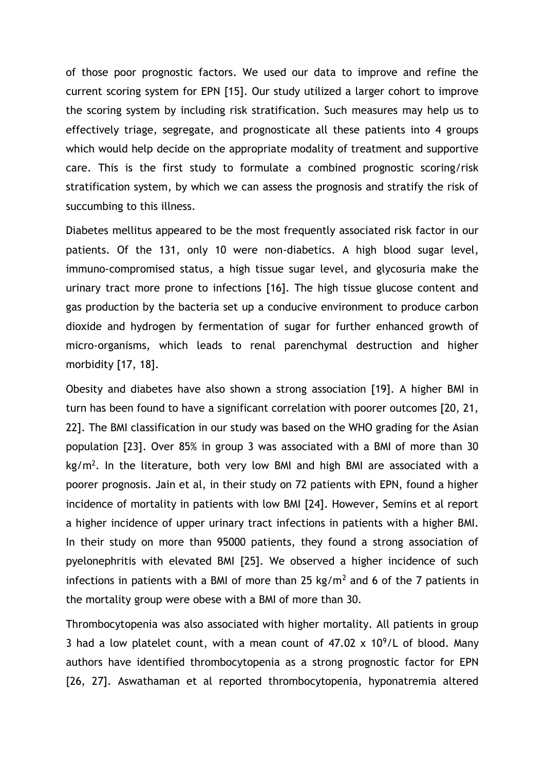of those poor prognostic factors. We used our data to improve and refine the current scoring system for EPN [15]. Our study utilized a larger cohort to improve the scoring system by including risk stratification. Such measures may help us to effectively triage, segregate, and prognosticate all these patients into 4 groups which would help decide on the appropriate modality of treatment and supportive care. This is the first study to formulate a combined prognostic scoring/risk stratification system, by which we can assess the prognosis and stratify the risk of succumbing to this illness.

Diabetes mellitus appeared to be the most frequently associated risk factor in our patients. Of the 131, only 10 were non-diabetics. A high blood sugar level, immuno-compromised status, a high tissue sugar level, and glycosuria make the urinary tract more prone to infections [16]. The high tissue glucose content and gas production by the bacteria set up a conducive environment to produce carbon dioxide and hydrogen by fermentation of sugar for further enhanced growth of micro-organisms, which leads to renal parenchymal destruction and higher morbidity [17, 18].

Obesity and diabetes have also shown a strong association [19]. A higher BMI in turn has been found to have a significant correlation with poorer outcomes [20, 21, 22]. The BMI classification in our study was based on the WHO grading for the Asian population [23]. Over 85% in group 3 was associated with a BMI of more than 30 $kg/m^2$. In the literature, both very low BMI and high BMI are associated with a poorer prognosis. Jain et al, in their study on 72 patients with EPN, found a higher incidence of mortality in patients with low BMI [24]. However, Semins et al report a higher incidence of upper urinary tract infections in patients with a higher BMI. In their study on more than 95000 patients, they found a strong association of pyelonephritis with elevated BMI [25]. We observed a higher incidence of such infections in patients with a BMI of more than 25 $kg/m^2$ and 6 of the 7 patients in the mortality group were obese with a BMI of more than 30.

Thrombocytopenia was also associated with higher mortality. All patients in group 3 had a low platelet count, with a mean count of 47.02 x $10^9$/L of blood. Many authors have identified thrombocytopenia as a strong prognostic factor for EPN [26, 27]. Aswathaman et al reported thrombocytopenia, hyponatremia altered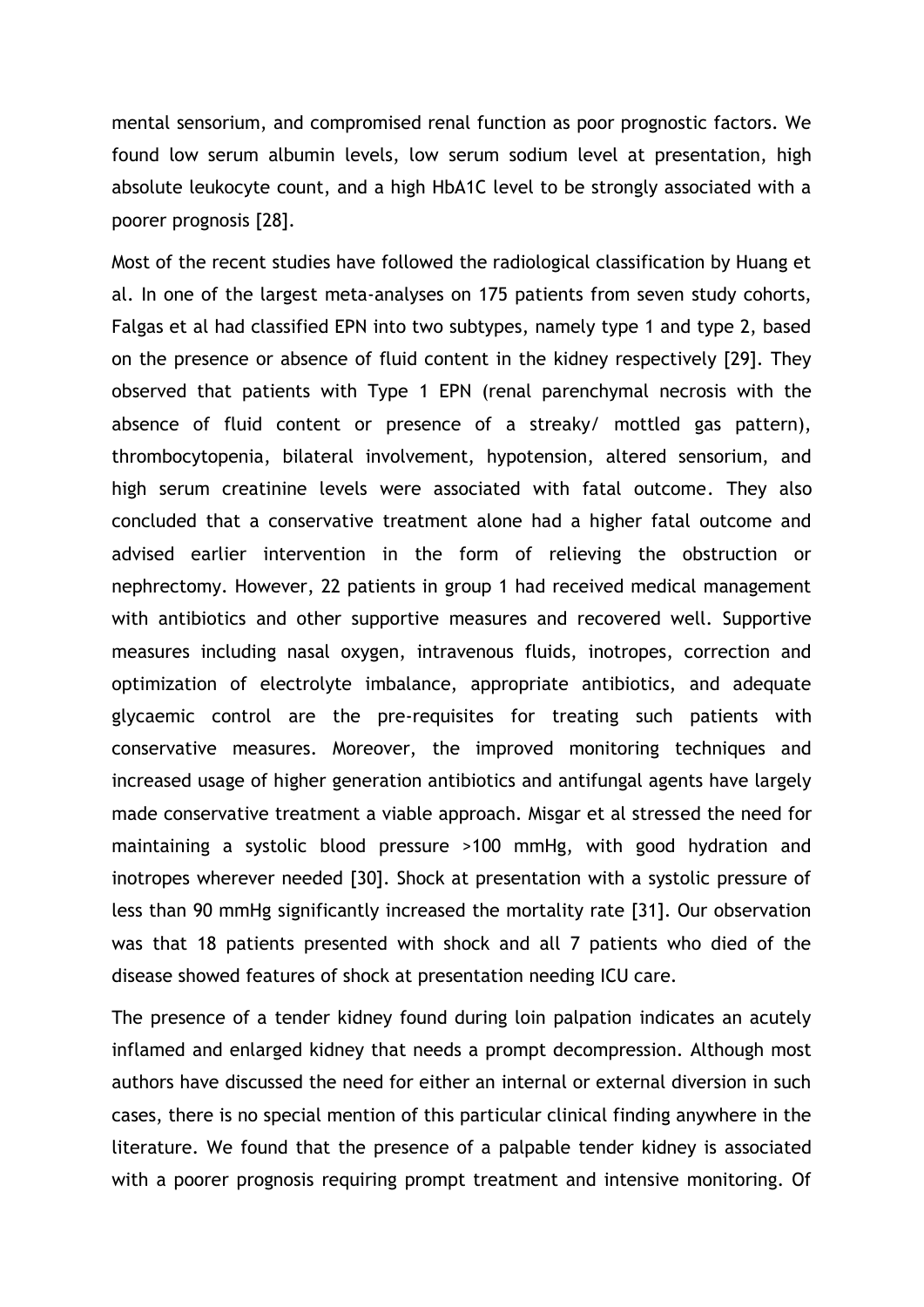mental sensorium, and compromised renal function as poor prognostic factors. We found low serum albumin levels, low serum sodium level at presentation, high absolute leukocyte count, and a high HbA1C level to be strongly associated with a poorer prognosis [28].

Most of the recent studies have followed the radiological classification by Huang et al. In one of the largest meta-analyses on 175 patients from seven study cohorts, Falgas et al had classified EPN into two subtypes, namely type 1 and type 2, based on the presence or absence of fluid content in the kidney respectively [29]. They observed that patients with Type 1 EPN (renal parenchymal necrosis with the absence of fluid content or presence of a streaky/ mottled gas pattern), thrombocytopenia, bilateral involvement, hypotension, altered sensorium, and high serum creatinine levels were associated with fatal outcome. They also concluded that a conservative treatment alone had a higher fatal outcome and advised earlier intervention in the form of relieving the obstruction or nephrectomy. However, 22 patients in group 1 had received medical management with antibiotics and other supportive measures and recovered well. Supportive measures including nasal oxygen, intravenous fluids, inotropes, correction and optimization of electrolyte imbalance, appropriate antibiotics, and adequate glycaemic control are the pre-requisites for treating such patients with conservative measures. Moreover, the improved monitoring techniques and increased usage of higher generation antibiotics and antifungal agents have largely made conservative treatment a viable approach. Misgar et al stressed the need for maintaining a systolic blood pressure >100 mmHg, with good hydration and inotropes wherever needed [30]. Shock at presentation with a systolic pressure of less than 90 mmHg significantly increased the mortality rate [31]. Our observation was that 18 patients presented with shock and all 7 patients who died of the disease showed features of shock at presentation needing ICU care.

The presence of a tender kidney found during loin palpation indicates an acutely inflamed and enlarged kidney that needs a prompt decompression. Although most authors have discussed the need for either an internal or external diversion in such cases, there is no special mention of this particular clinical finding anywhere in the literature. We found that the presence of a palpable tender kidney is associated with a poorer prognosis requiring prompt treatment and intensive monitoring. Of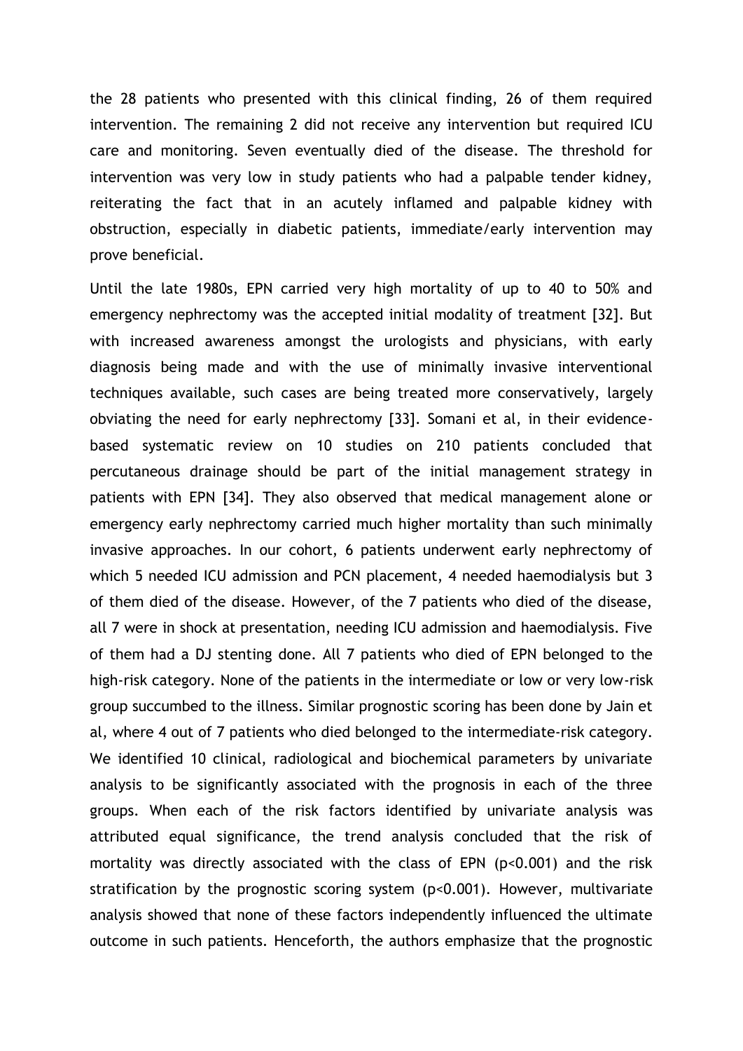the 28 patients who presented with this clinical finding, 26 of them required intervention. The remaining 2 did not receive any intervention but required ICU care and monitoring. Seven eventually died of the disease. The threshold for intervention was very low in study patients who had a palpable tender kidney, reiterating the fact that in an acutely inflamed and palpable kidney with obstruction, especially in diabetic patients, immediate/early intervention may prove beneficial.

Until the late 1980s, EPN carried very high mortality of up to 40 to 50% and emergency nephrectomy was the accepted initial modality of treatment [32]. But with increased awareness amongst the urologists and physicians, with early diagnosis being made and with the use of minimally invasive interventional techniques available, such cases are being treated more conservatively, largely obviating the need for early nephrectomy [33]. Somani et al, in their evidence-based systematic review on 10 studies on 210 patients concluded that percutaneous drainage should be part of the initial management strategy in patients with EPN [34]. They also observed that medical management alone or emergency early nephrectomy carried much higher mortality than such minimally invasive approaches. In our cohort, 6 patients underwent early nephrectomy of which 5 needed ICU admission and PCN placement, 4 needed haemodialysis but 3 of them died of the disease. However, of the 7 patients who died of the disease, all 7 were in shock at presentation, needing ICU admission and haemodialysis. Five of them had a DJ stenting done. All 7 patients who died of EPN belonged to the high-risk category. None of the patients in the intermediate or low or very low-risk group succumbed to the illness. Similar prognostic scoring has been done by Jain et al, where 4 out of 7 patients who died belonged to the intermediate-risk category. We identified 10 clinical, radiological and biochemical parameters by univariate analysis to be significantly associated with the prognosis in each of the three groups. When each of the risk factors identified by univariate analysis was attributed equal significance, the trend analysis concluded that the risk of mortality was directly associated with the class of EPN ($p<0.001$) and the risk stratification by the prognostic scoring system ($p<0.001$). However, multivariate analysis showed that none of these factors independently influenced the ultimate outcome in such patients. Henceforth, the authors emphasize that the prognostic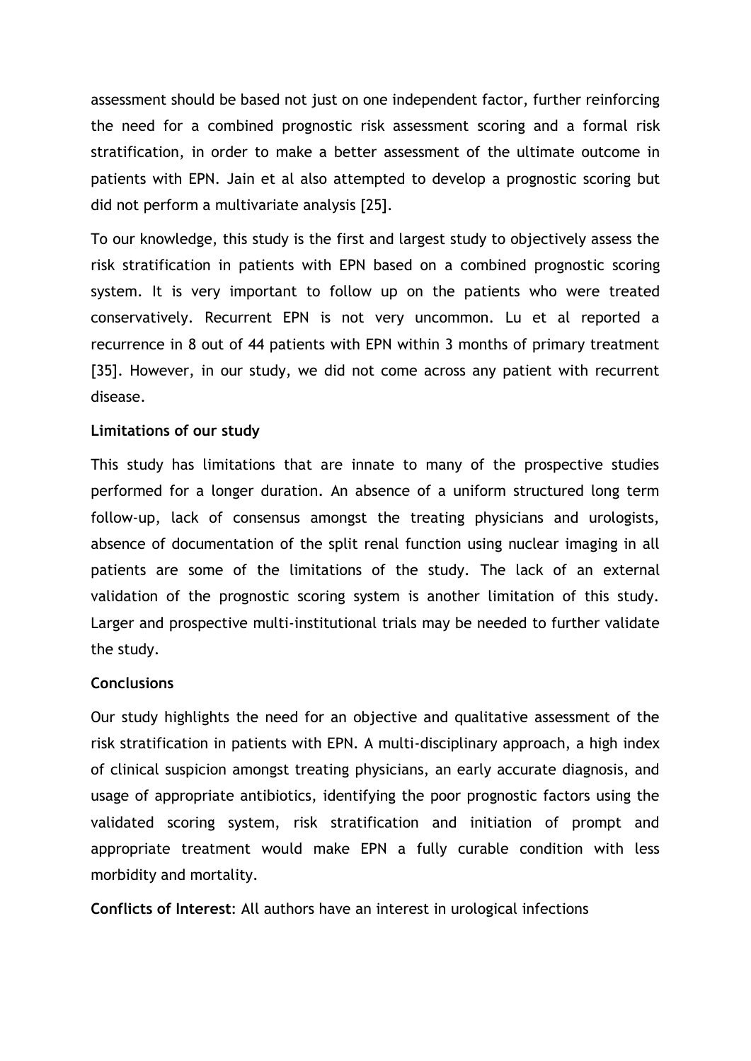assessment should be based not just on one independent factor, further reinforcing the need for a combined prognostic risk assessment scoring and a formal risk stratification, in order to make a better assessment of the ultimate outcome in patients with EPN. Jain et al also attempted to develop a prognostic scoring but did not perform a multivariate analysis [25].

To our knowledge, this study is the first and largest study to objectively assess the risk stratification in patients with EPN based on a combined prognostic scoring system. It is very important to follow up on the patients who were treated conservatively. Recurrent EPN is not very uncommon. Lu et al reported a recurrence in 8 out of 44 patients with EPN within 3 months of primary treatment [35]. However, in our study, we did not come across any patient with recurrent disease.

**Limitations of our study**

This study has limitations that are innate to many of the prospective studies performed for a longer duration. An absence of a uniform structured long term follow-up, lack of consensus amongst the treating physicians and urologists, absence of documentation of the split renal function using nuclear imaging in all patients are some of the limitations of the study. The lack of an external validation of the prognostic scoring system is another limitation of this study. Larger and prospective multi-institutional trials may be needed to further validate the study.

**Conclusions**

Our study highlights the need for an objective and qualitative assessment of the risk stratification in patients with EPN. A multi-disciplinary approach, a high index of clinical suspicion amongst treating physicians, an early accurate diagnosis, and usage of appropriate antibiotics, identifying the poor prognostic factors using the validated scoring system, risk stratification and initiation of prompt and appropriate treatment would make EPN a fully curable condition with less morbidity and mortality.

**Conflicts of Interest**: All authors have an interest in urological infections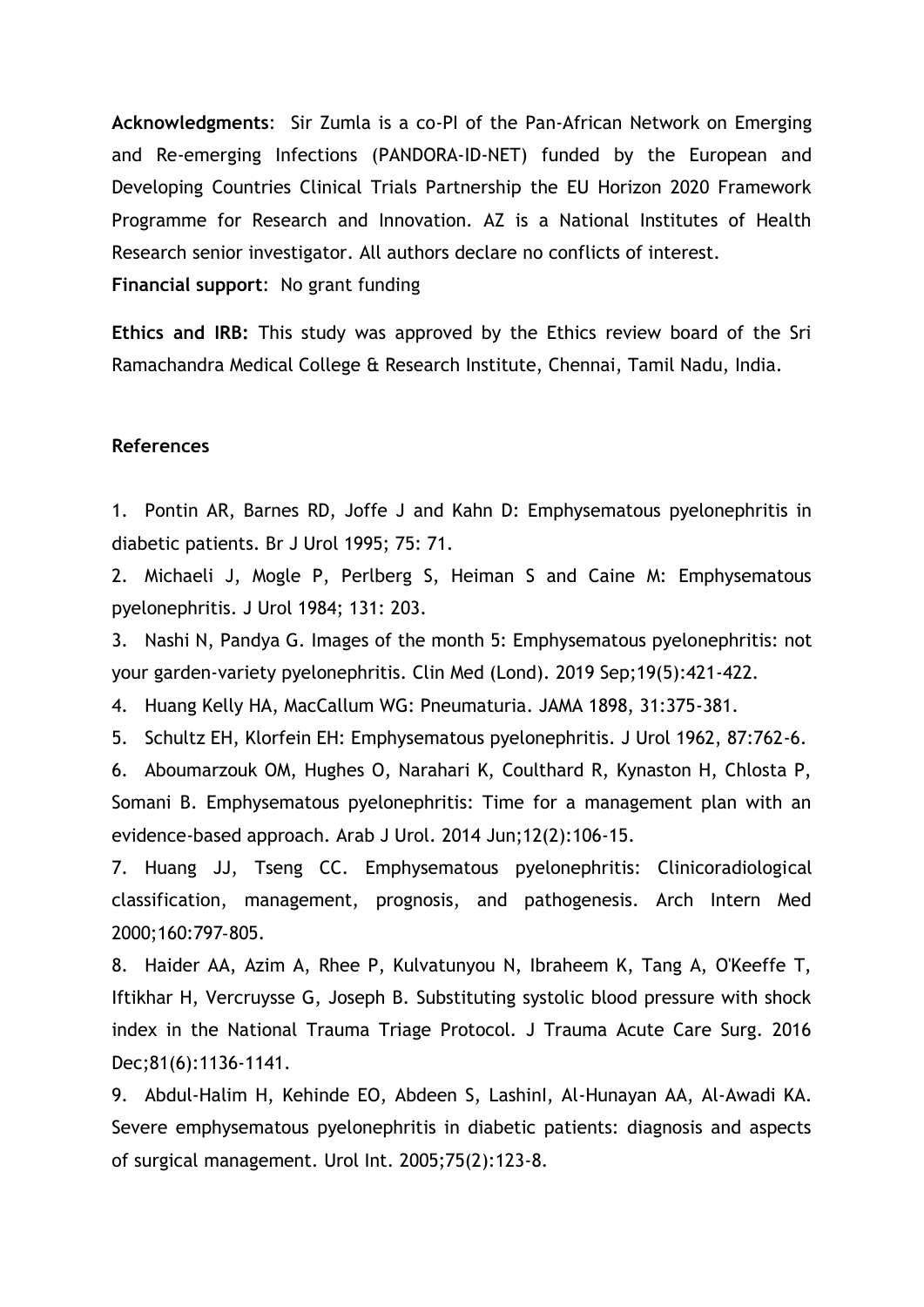**Acknowledgments**: Sir Zumla is a co-PI of the Pan-African Network on Emerging and Re-emerging Infections (PANDORA-ID-NET) funded by the European and Developing Countries Clinical Trials Partnership the EU Horizon 2020 Framework Programme for Research and Innovation. AZ is a National Institutes of Health Research senior investigator. All authors declare no conflicts of interest.

**Financial support**: No grant funding

**Ethics and IRB:** This study was approved by the Ethics review board of the Sri Ramachandra Medical College & Research Institute, Chennai, Tamil Nadu, India.

## References

1. Pontin AR, Barnes RD, Joffe J and Kahn D: Emphysematous pyelonephritis in diabetic patients. Br J Urol 1995; 75: 71.
2. Michaeli J, Mogle P, Perlberg S, Heiman S and Caine M: Emphysematous pyelonephritis. J Urol 1984; 131: 203.
3. Nashi N, Pandya G. Images of the month 5: Emphysematous pyelonephritis: not your garden-variety pyelonephritis. Clin Med (Lond). 2019 Sep;19(5):421-422.
4. Huang Kelly HA, MacCallum WG: Pneumaturia. JAMA 1898, 31:375-381.
5. Schultz EH, Klorfein EH: Emphysematous pyelonephritis. J Urol 1962, 87:762-6.
6. Aboumarzouk OM, Hughes O, Narahari K, Coulthard R, Kynaston H, Chlosta P, Somani B. Emphysematous pyelonephritis: Time for a management plan with an evidence-based approach. Arab J Urol. 2014 Jun;12(2):106-15.
7. Huang JJ, Tseng CC. Emphysematous pyelonephritis: Clinicoradiological classification, management, prognosis, and pathogenesis. Arch Intern Med 2000;160:797-805.
8. Haider AA, Azim A, Rhee P, Kulvatunyou N, Ibraheem K, Tang A, O'Keeffe T, Iftikhar H, Vercruysse G, Joseph B. Substituting systolic blood pressure with shock index in the National Trauma Triage Protocol. J Trauma Acute Care Surg. 2016 Dec;81(6):1136-1141.
9. Abdul-Halim H, Kehinde EO, Abdeen S, LashinI, Al-Hunayan AA, Al-Awadi KA. Severe emphysematous pyelonephritis in diabetic patients: diagnosis and aspects of surgical management. Urol Int. 2005;75(2):123-8.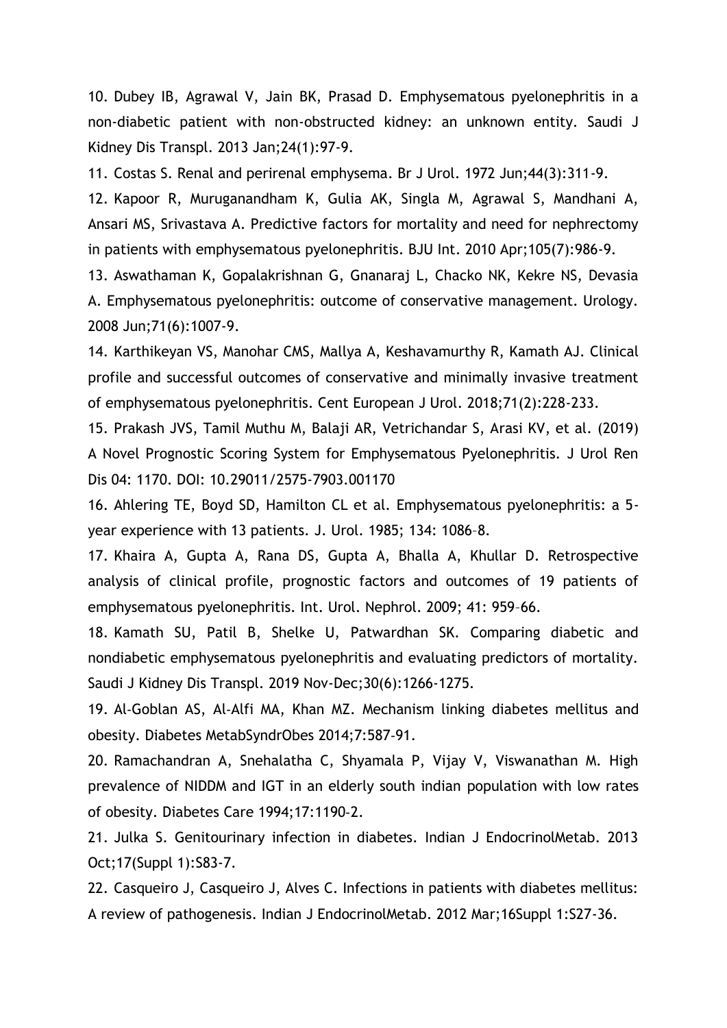10. Dubey IB, Agrawal V, Jain BK, Prasad D. Emphysematous pyelonephritis in a non-diabetic patient with non-obstructed kidney: an unknown entity. Saudi J Kidney Dis Transpl. 2013 Jan;24(1):97-9.

11. Costas S. Renal and perirenal emphysema. Br J Urol. 1972 Jun;44(3):311-9.

12. Kapoor R, Muruganandham K, Gulia AK, Singla M, Agrawal S, Mandhani A, Ansari MS, Srivastava A. Predictive factors for mortality and need for nephrectomy in patients with emphysematous pyelonephritis. BJU Int. 2010 Apr;105(7):986-9.

13. Aswathaman K, Gopalakrishnan G, Gnanaraj L, Chacko NK, Kekre NS, Devasia A. Emphysematous pyelonephritis: outcome of conservative management. Urology. 2008 Jun;71(6):1007-9.

14. Karthikeyan VS, Manohar CMS, Mallya A, Keshavamurthy R, Kamath AJ. Clinical profile and successful outcomes of conservative and minimally invasive treatment of emphysematous pyelonephritis. Cent European J Urol. 2018;71(2):228-233.

15. Prakash JVS, Tamil Muthu M, Balaji AR, Vetrichandar S, Arasi KV, et al. (2019) A Novel Prognostic Scoring System for Emphysematous Pyelonephritis. J Urol Ren Dis 04: 1170. DOI: 10.29011/2575-7903.001170

16. Ahlering TE, Boyd SD, Hamilton CL et al. Emphysematous pyelonephritis: a 5-year experience with 13 patients. J. Urol. 1985; 134: 1086–8.

17. Khaira A, Gupta A, Rana DS, Gupta A, Bhalla A, Khullar D. Retrospective analysis of clinical profile, prognostic factors and outcomes of 19 patients of emphysematous pyelonephritis. Int. Urol. Nephrol. 2009; 41: 959–66.

18. Kamath SU, Patil B, Shelke U, Patwardhan SK. Comparing diabetic and nondiabetic emphysematous pyelonephritis and evaluating predictors of mortality. Saudi J Kidney Dis Transpl. 2019 Nov-Dec;30(6):1266-1275.

19. Al-Goblan AS, Al-Alfi MA, Khan MZ. Mechanism linking diabetes mellitus and obesity. Diabetes MetabSyndrObes 2014;7:587-91.

20. Ramachandran A, Snehalatha C, Shyamala P, Vijay V, Viswanathan M. High prevalence of NIDDM and IGT in an elderly south indian population with low rates of obesity. Diabetes Care 1994;17:1190-2.

21. Julka S. Genitourinary infection in diabetes. Indian J EndocrinolMetab. 2013 Oct;17(Suppl 1):S83-7.

22. Casqueiro J, Casqueiro J, Alves C. Infections in patients with diabetes mellitus: A review of pathogenesis. Indian J EndocrinolMetab. 2012 Mar;16Suppl 1:S27-36.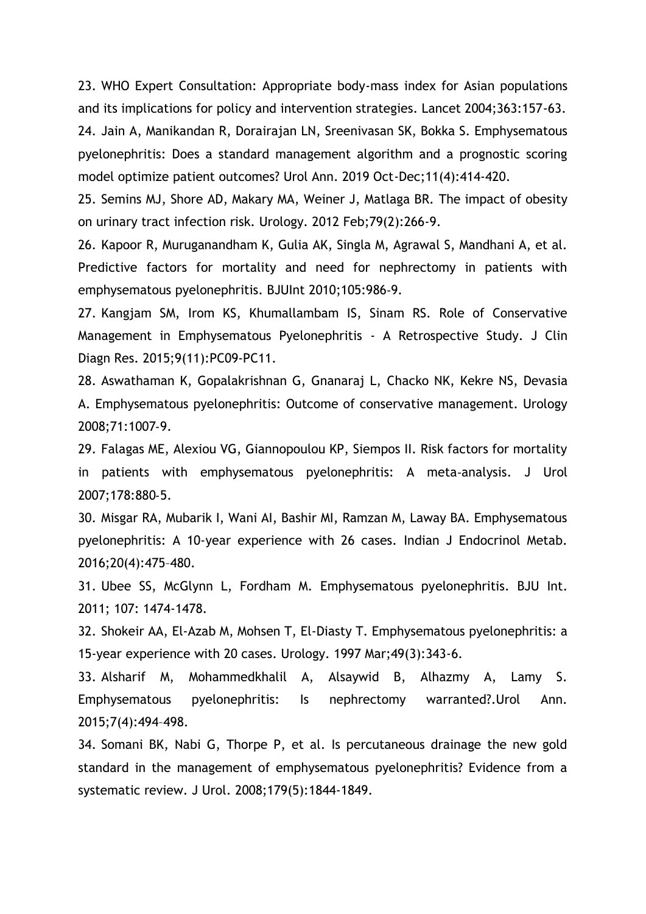23. WHO Expert Consultation: Appropriate body-mass index for Asian populations and its implications for policy and intervention strategies. Lancet 2004;363:157-63.

24. Jain A, Manikandan R, Dorairajan LN, Sreenivasan SK, Bokka S. Emphysematous pyelonephritis: Does a standard management algorithm and a prognostic scoring model optimize patient outcomes? Urol Ann. 2019 Oct-Dec;11(4):414-420.

25. Semins MJ, Shore AD, Makary MA, Weiner J, Matlaga BR. The impact of obesity on urinary tract infection risk. Urology. 2012 Feb;79(2):266-9.

26. Kapoor R, Muruganandham K, Gulia AK, Singla M, Agrawal S, Mandhani A, et al. Predictive factors for mortality and need for nephrectomy in patients with emphysematous pyelonephritis. BJUInt 2010;105:986-9.

27. Kangjam SM, Irom KS, Khumallambam IS, Sinam RS. Role of Conservative Management in Emphysematous Pyelonephritis - A Retrospective Study. J Clin Diagn Res. 2015;9(11):PC09-PC11.

28. Aswathaman K, Gopalakrishnan G, Gnanaraj L, Chacko NK, Kekre NS, Devasia A. Emphysematous pyelonephritis: Outcome of conservative management. Urology 2008;71:1007-9.

29. Falagas ME, Alexiou VG, Giannopoulou KP, Siempos II. Risk factors for mortality in patients with emphysematous pyelonephritis: A meta-analysis. J Urol 2007;178:880-5.

30. Misgar RA, Mubarik I, Wani AI, Bashir MI, Ramzan M, Laway BA. Emphysematous pyelonephritis: A 10-year experience with 26 cases. Indian J Endocrinol Metab. 2016;20(4):475–480.

31. Ubee SS, McGlynn L, Fordham M. Emphysematous pyelonephritis. BJU Int. 2011; 107: 1474-1478.

32. Shokeir AA, El-Azab M, Mohsen T, El-Diasty T. Emphysematous pyelonephritis: a 15-year experience with 20 cases. Urology. 1997 Mar;49(3):343-6.

33. Alsharif M, Mohammedkhalil A, Alsaywid B, Alhazmy A, Lamy S. Emphysematous pyelonephritis: Is nephrectomy warranted?.Urol Ann. 2015;7(4):494–498.

34. Somani BK, Nabi G, Thorpe P, et al. Is percutaneous drainage the new gold standard in the management of emphysematous pyelonephritis? Evidence from a systematic review. J Urol. 2008;179(5):1844-1849.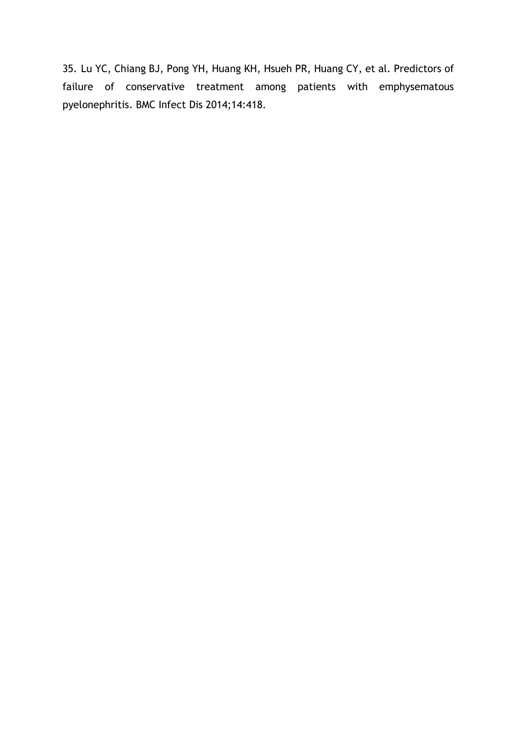35. Lu YC, Chiang BJ, Pong YH, Huang KH, Hsueh PR, Huang CY, et al. Predictors of failure of conservative treatment among patients with emphysematous pyelonephritis. BMC Infect Dis 2014;14:418.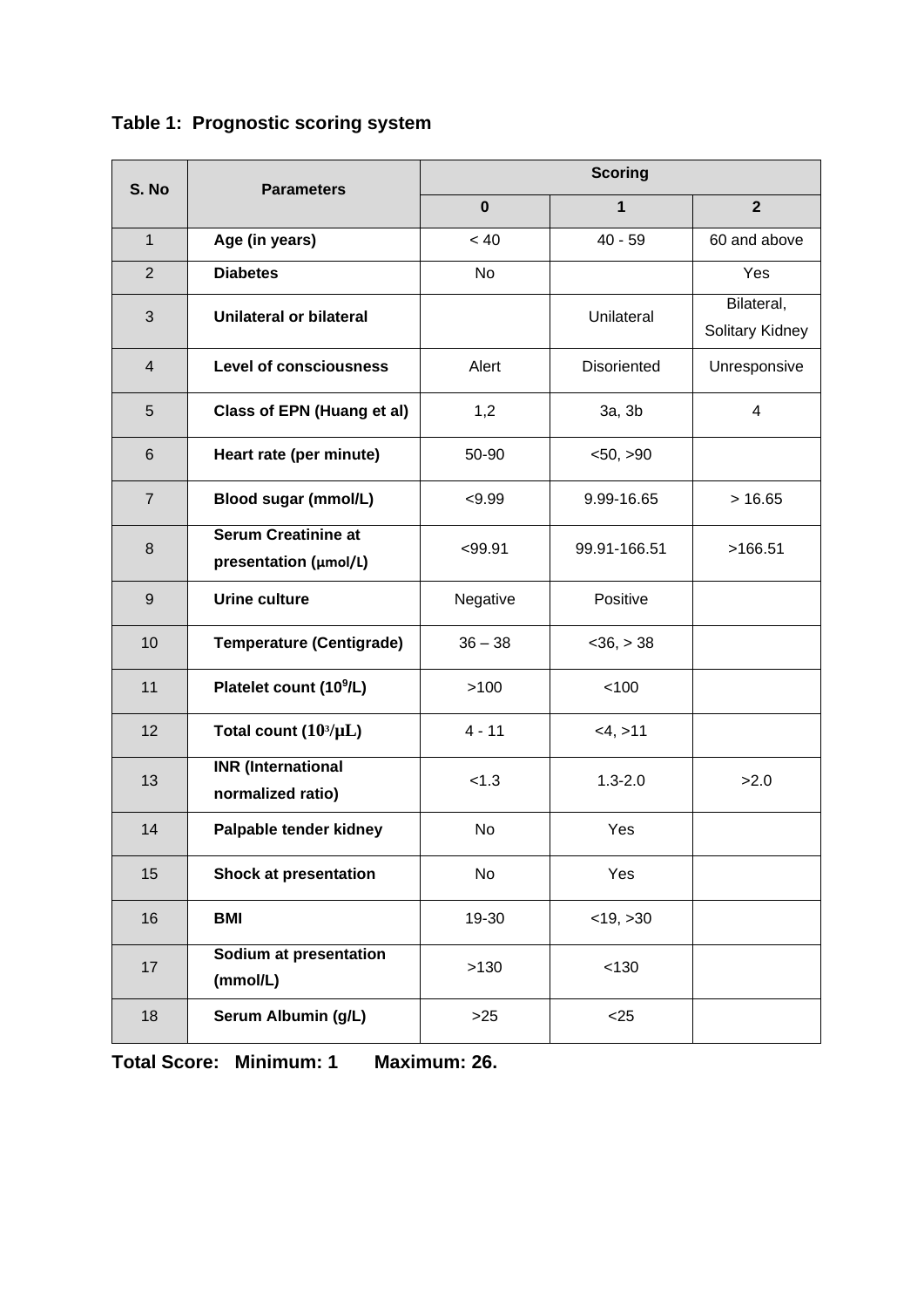**Table 1: Prognostic scoring system**

| S. No | Parameters | Scoring | | |
|---|---|---|---|---|
| | | **0** | **1** | **2** |
| 1 | **Age (in years)** | < 40 | 40 - 59 | 60 and above |
| 2 | **Diabetes** | No | | Yes |
| 3 | **Unilateral or bilateral** | | Unilateral | Bilateral, Solitary Kidney |
| 4 | **Level of consciousness** | Alert | Disoriented | Unresponsive |
| 5 | **Class of EPN (Huang et al)** | 1,2 | 3a, 3b | 4 |
| 6 | **Heart rate (per minute)** | 50-90 | <50, >90 | |
| 7 | **Blood sugar (mmol/L)** | <9.99 | 9.99-16.65 | > 16.65 |
| 8 | **Serum Creatinine at presentation (μmol/L)** | <99.91 | 99.91-166.51 | >166.51 |
| 9 | **Urine culture** | Negative | Positive | |
| 10 | **Temperature (Centigrade)** | 36 – 38 | <36, > 38 | |
| 11 | **Platelet count ($10^9$/L)** | >100 | <100 | |
| 12 | **Total count ($10^3$/μL)** | 4 - 11 | <4, >11 | |
| 13 | **INR (International normalized ratio)** | <1.3 | 1.3-2.0 | >2.0 |
| 14 | **Palpable tender kidney** | No | Yes | |
| 15 | **Shock at presentation** | No | Yes | |
| 16 | **BMI** | 19-30 | <19, >30 | |
| 17 | **Sodium at presentation (mmol/L)** | >130 | <130 | |
| 18 | **Serum Albumin (g/L)** | >25 | <25 | |

**Total Score: Minimum: 1 Maximum: 26.**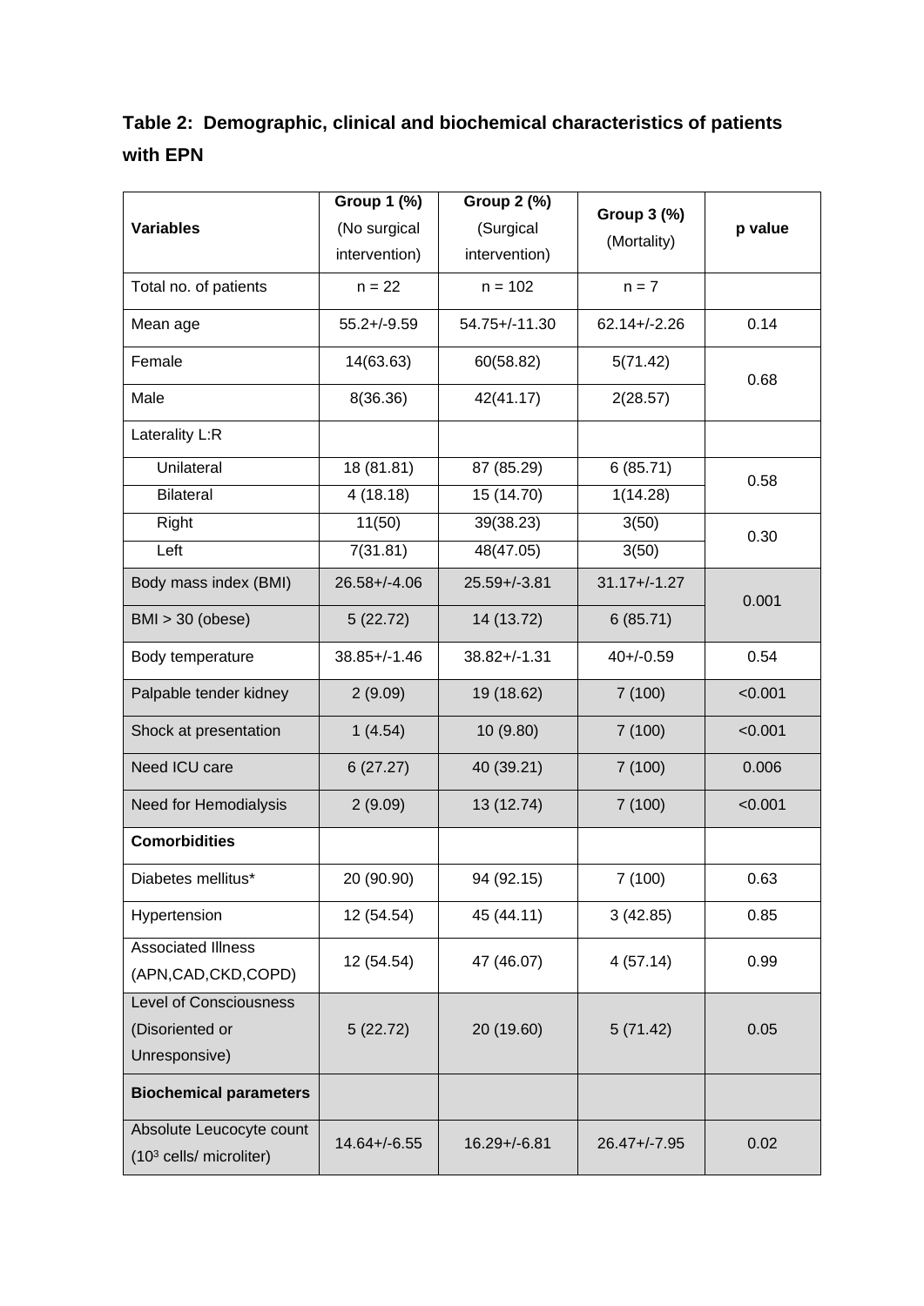## Table 2: Demographic, clinical and biochemical characteristics of patients with EPN

| Variables | Group 1 (%) (No surgical intervention) | Group 2 (%) (Surgical intervention) | Group 3 (%) (Mortality) | p value |
|---|---|---|---|---|
| Total no. of patients | n = 22 | n = 102 | n = 7 | |
| Mean age | 55.2+/-9.59 | 54.75+/-11.30 | 62.14+/-2.26 | 0.14 |
| Female | 14(63.63) | 60(58.82) | 5(71.42) | 0.68 |
| Male | 8(36.36) | 42(41.17) | 2(28.57) | |
| Laterality L:R | | | | |
| Unilateral | 18 (81.81) | 87 (85.29) | 6 (85.71) | 0.58 |
| Bilateral | 4 (18.18) | 15 (14.70) | 1(14.28) | |
| Right | 11(50) | 39(38.23) | 3(50) | 0.30 |
| Left | 7(31.81) | 48(47.05) | 3(50) | |
| Body mass index (BMI) | 26.58+/-4.06 | 25.59+/-3.81 | 31.17+/-1.27 | 0.001 |
| BMI > 30 (obese) | 5 (22.72) | 14 (13.72) | 6 (85.71) | |
| Body temperature | 38.85+/-1.46 | 38.82+/-1.31 | 40+/-0.59 | 0.54 |
| Palpable tender kidney | 2 (9.09) | 19 (18.62) | 7 (100) | <0.001 |
| Shock at presentation | 1 (4.54) | 10 (9.80) | 7 (100) | <0.001 |
| Need ICU care | 6 (27.27) | 40 (39.21) | 7 (100) | 0.006 |
| Need for Hemodialysis | 2 (9.09) | 13 (12.74) | 7 (100) | <0.001 |
| **Comorbidities** | | | | |
| Diabetes mellitus* | 20 (90.90) | 94 (92.15) | 7 (100) | 0.63 |
| Hypertension | 12 (54.54) | 45 (44.11) | 3 (42.85) | 0.85 |
| Associated Illness (APN,CAD,CKD,COPD) | 12 (54.54) | 47 (46.07) | 4 (57.14) | 0.99 |
| Level of Consciousness (Disoriented or Unresponsive) | 5 (22.72) | 20 (19.60) | 5 (71.42) | 0.05 |
| **Biochemical parameters** | | | | |
| Absolute Leucocyte count ($10^3$ cells/ microliter) | 14.64+/-6.55 | 16.29+/-6.81 | 26.47+/-7.95 | 0.02 |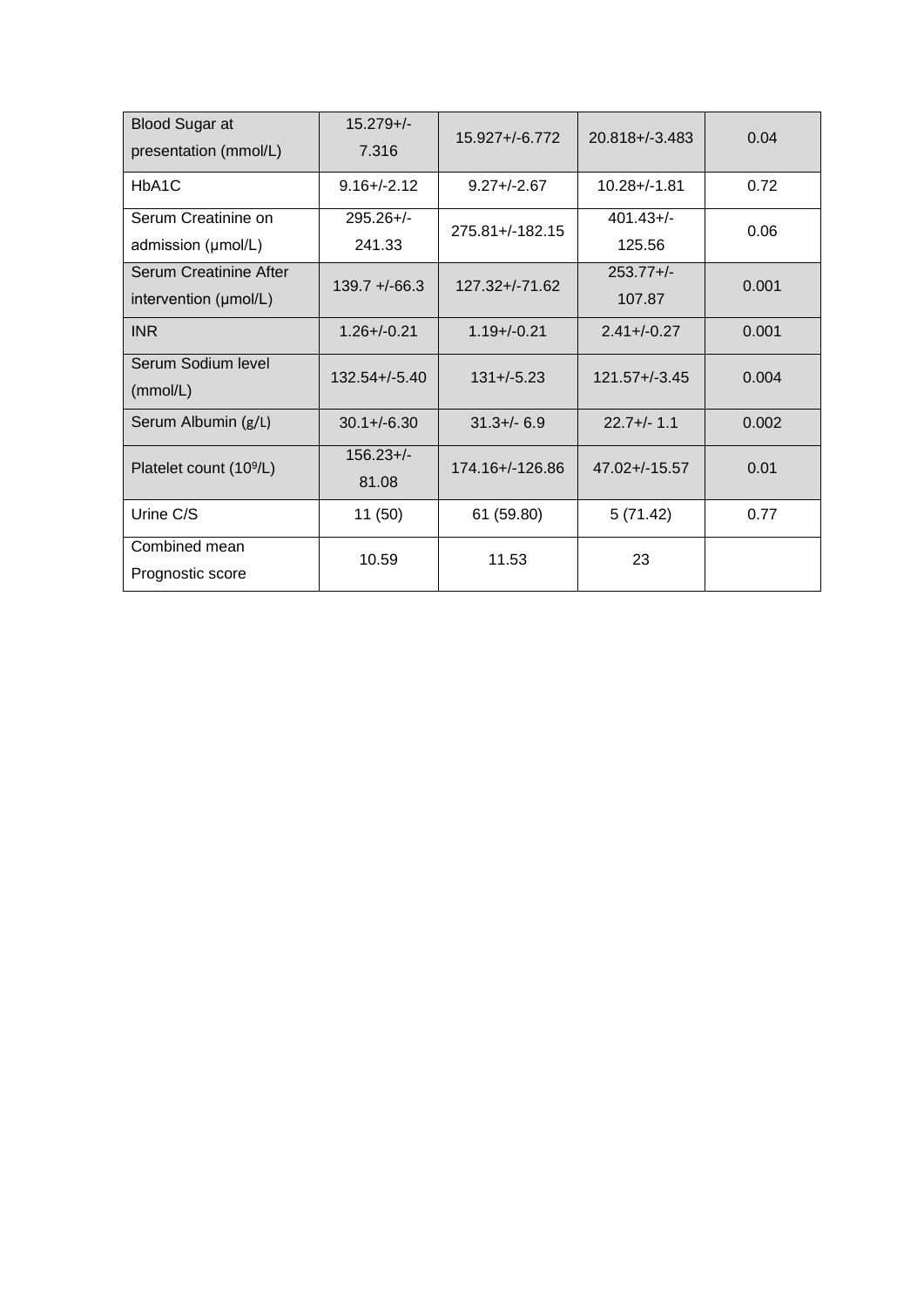| Blood Sugar at presentation (mmol/L) | 15.279+/-7.316 | 15.927+/-6.772 | 20.818+/-3.483 | 0.04 |
|---|---|---|---|---|
| HbA1C | 9.16+/-2.12 | 9.27+/-2.67 | 10.28+/-1.81 | 0.72 |
| Serum Creatinine on admission (μmol/L) | 295.26+/-241.33 | 275.81+/-182.15 | 401.43+/-125.56 | 0.06 |
| Serum Creatinine After intervention (μmol/L) | 139.7 +/-66.3 | 127.32+/-71.62 | 253.77+/-107.87 | 0.001 |
| INR | 1.26+/-0.21 | 1.19+/-0.21 | 2.41+/-0.27 | 0.001 |
| Serum Sodium level (mmol/L) | 132.54+/-5.40 | 131+/-5.23 | 121.57+/-3.45 | 0.004 |
| Serum Albumin (g/L) | 30.1+/-6.30 | 31.3+/- 6.9 | 22.7+/- 1.1 | 0.002 |
| Platelet count ($10^9$/L) | 156.23+/-81.08 | 174.16+/-126.86 | 47.02+/-15.57 | 0.01 |
| Urine C/S | 11 (50) | 61 (59.80) | 5 (71.42) | 0.77 |
| Combined mean Prognostic score | 10.59 | 11.53 | 23 | |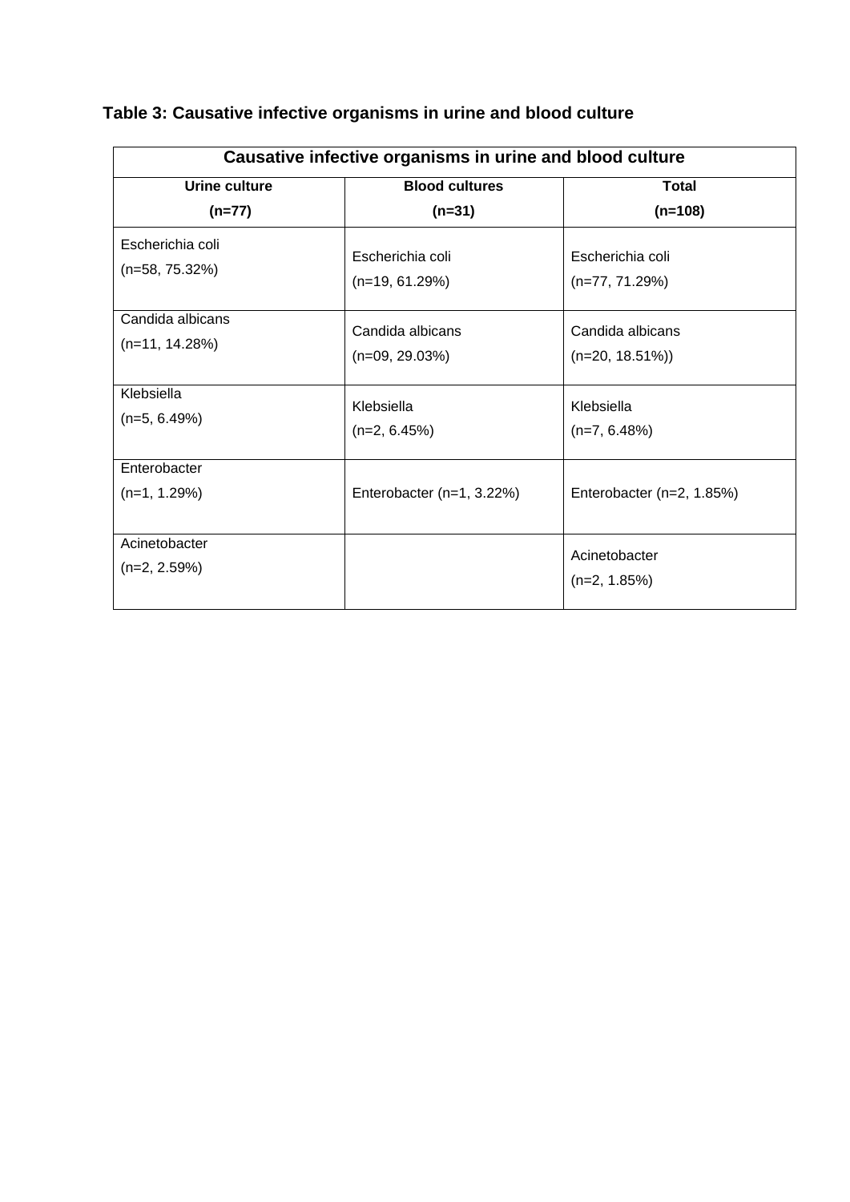**Table 3: Causative infective organisms in urine and blood culture**

| Causative infective organisms in urine and blood culture | | |
|---|---|---|
| **Urine culture (n=77)** | **Blood cultures (n=31)** | **Total (n=108)** |
| Escherichia coli (n=58, 75.32%) | Escherichia coli (n=19, 61.29%) | Escherichia coli (n=77, 71.29%) |
| Candida albicans (n=11, 14.28%) | Candida albicans (n=09, 29.03%) | Candida albicans (n=20, 18.51%)) |
| Klebsiella (n=5, 6.49%) | Klebsiella (n=2, 6.45%) | Klebsiella (n=7, 6.48%) |
| Enterobacter (n=1, 1.29%) | Enterobacter (n=1, 3.22%) | Enterobacter (n=2, 1.85%) |
| Acinetobacter (n=2, 2.59%) | | Acinetobacter (n=2, 1.85%) |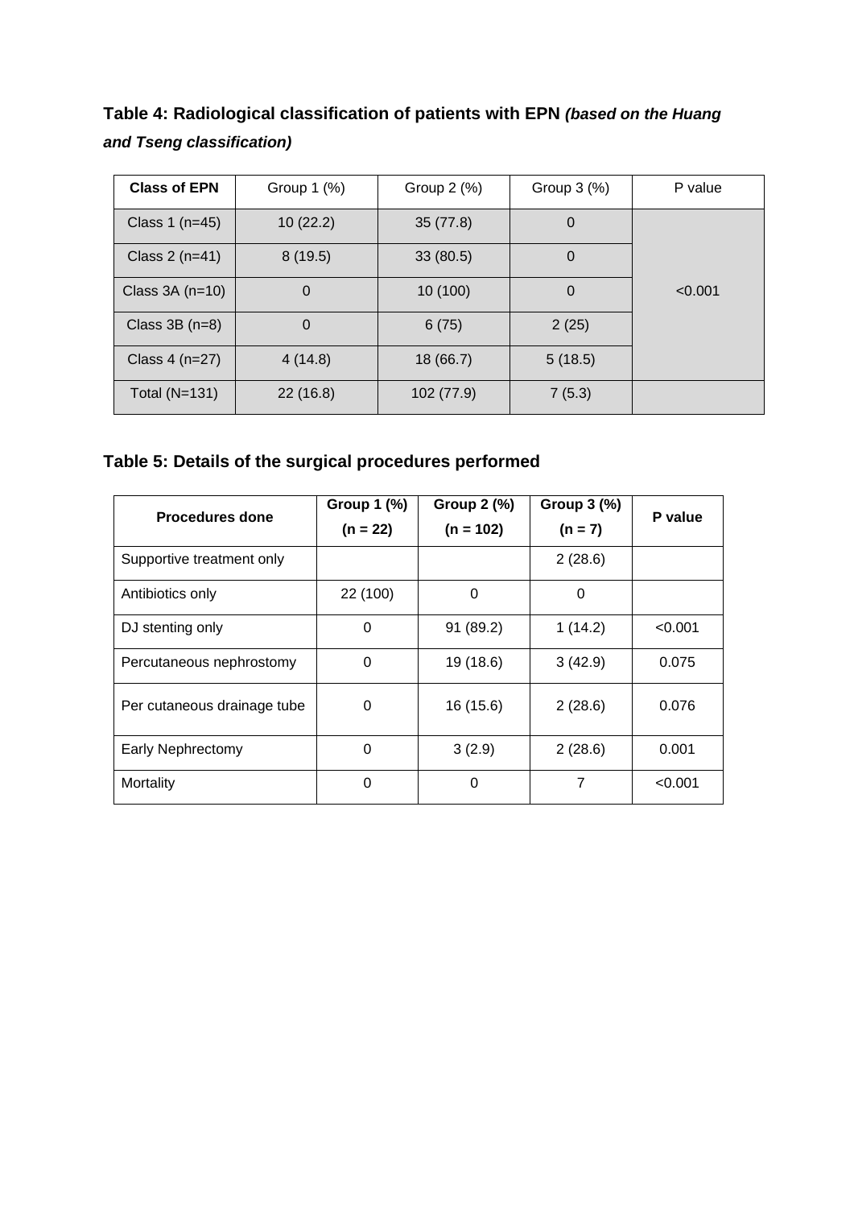**Table 4: Radiological classification of patients with EPN** ***(based on the Huang and Tseng classification)***

| Class of EPN | Group 1 (%) | Group 2 (%) | Group 3 (%) | P value |
|---|---|---|---|---|
| Class 1 (n=45) | 10 (22.2) | 35 (77.8) | 0 | <0.001 |
| Class 2 (n=41) | 8 (19.5) | 33 (80.5) | 0 | |
| Class 3A (n=10) | 0 | 10 (100) | 0 | |
| Class 3B (n=8) | 0 | 6 (75) | 2 (25) | |
| Class 4 (n=27) | 4 (14.8) | 18 (66.7) | 5 (18.5) | |
| Total (N=131) | 22 (16.8) | 102 (77.9) | 7 (5.3) | |

**Table 5: Details of the surgical procedures performed**

| Procedures done | Group 1 (%) (n = 22) | Group 2 (%) (n = 102) | Group 3 (%) (n = 7) | P value |
|---|---|---|---|---|
| Supportive treatment only | | | 2 (28.6) | |
| Antibiotics only | 22 (100) | 0 | 0 | |
| DJ stenting only | 0 | 91 (89.2) | 1 (14.2) | <0.001 |
| Percutaneous nephrostomy | 0 | 19 (18.6) | 3 (42.9) | 0.075 |
| Per cutaneous drainage tube | 0 | 16 (15.6) | 2 (28.6) | 0.076 |
| Early Nephrectomy | 0 | 3 (2.9) | 2 (28.6) | 0.001 |
| Mortality | 0 | 0 | 7 | <0.001 |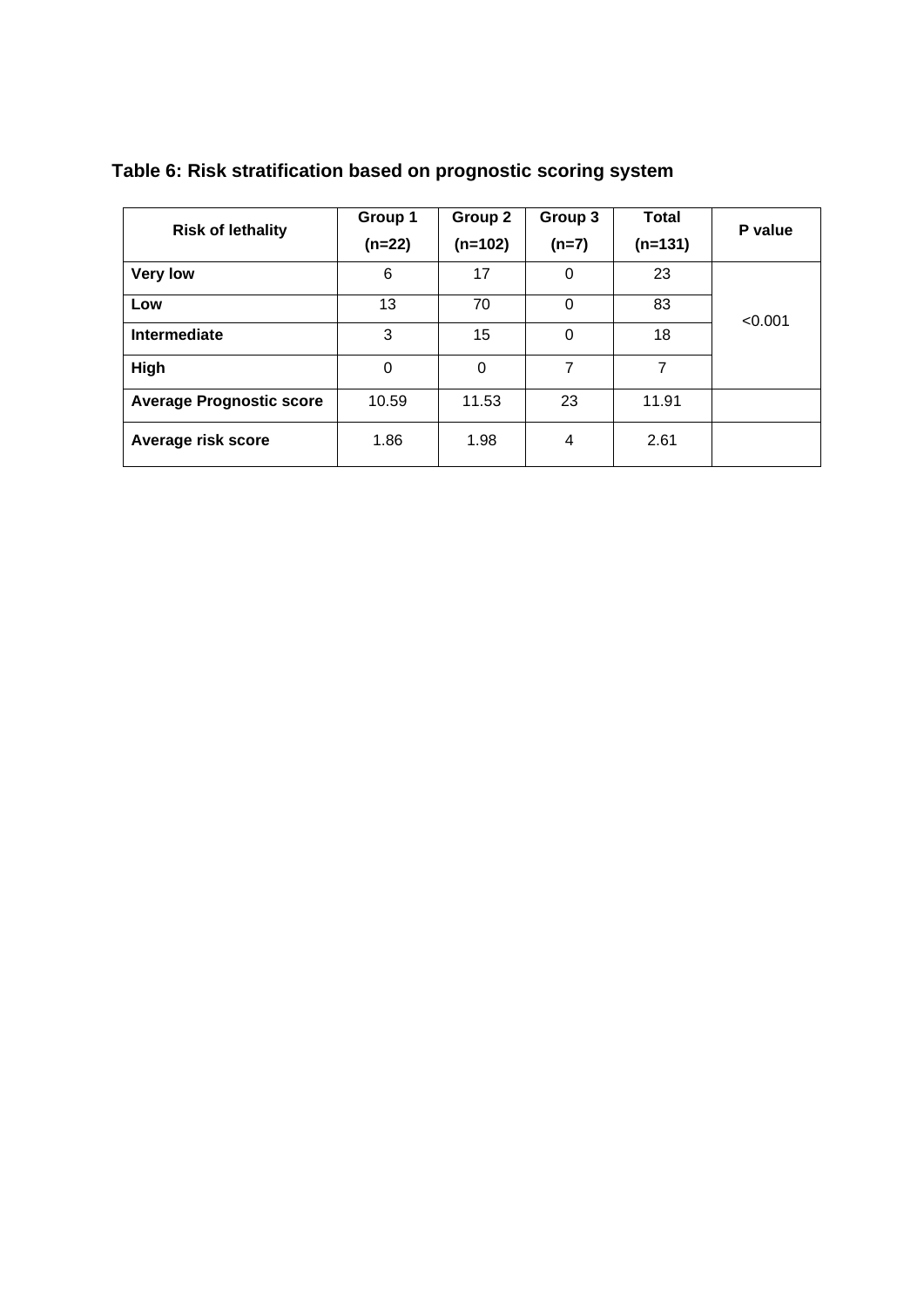**Table 6: Risk stratification based on prognostic scoring system**

| Risk of lethality | Group 1 (n=22) | Group 2 (n=102) | Group 3 (n=7) | Total (n=131) | P value |
|---|---|---|---|---|---|
| **Very low** | 6 | 17 | 0 | 23 | <0.001 |
| **Low** | 13 | 70 | 0 | 83 | |
| **Intermediate** | 3 | 15 | 0 | 18 | |
| **High** | 0 | 0 | 7 | 7 | |
| **Average Prognostic score** | 10.59 | 11.53 | 23 | 11.91 | |
| **Average risk score** | 1.86 | 1.98 | 4 | 2.61 | |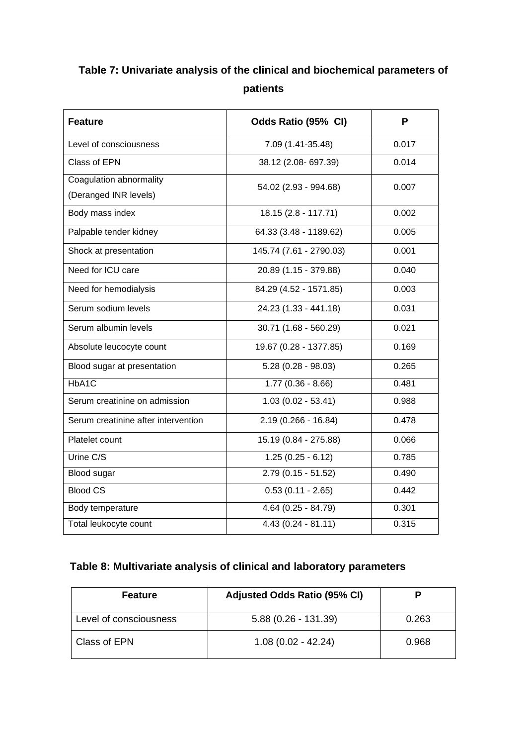**Table 7: Univariate analysis of the clinical and biochemical parameters of patients**

| Feature | Odds Ratio (95% CI) | P |
|---|---|---|
| Level of consciousness | 7.09 (1.41-35.48) | 0.017 |
| Class of EPN | 38.12 (2.08- 697.39) | 0.014 |
| Coagulation abnormality (Deranged INR levels) | 54.02 (2.93 - 994.68) | 0.007 |
| Body mass index | 18.15 (2.8 - 117.71) | 0.002 |
| Palpable tender kidney | 64.33 (3.48 - 1189.62) | 0.005 |
| Shock at presentation | 145.74 (7.61 - 2790.03) | 0.001 |
| Need for ICU care | 20.89 (1.15 - 379.88) | 0.040 |
| Need for hemodialysis | 84.29 (4.52 - 1571.85) | 0.003 |
| Serum sodium levels | 24.23 (1.33 - 441.18) | 0.031 |
| Serum albumin levels | 30.71 (1.68 - 560.29) | 0.021 |
| Absolute leucocyte count | 19.67 (0.28 - 1377.85) | 0.169 |
| Blood sugar at presentation | 5.28 (0.28 - 98.03) | 0.265 |
| HbA1C | 1.77 (0.36 - 8.66) | 0.481 |
| Serum creatinine on admission | 1.03 (0.02 - 53.41) | 0.988 |
| Serum creatinine after intervention | 2.19 (0.266 - 16.84) | 0.478 |
| Platelet count | 15.19 (0.84 - 275.88) | 0.066 |
| Urine C/S | 1.25 (0.25 - 6.12) | 0.785 |
| Blood sugar | 2.79 (0.15 - 51.52) | 0.490 |
| Blood CS | 0.53 (0.11 - 2.65) | 0.442 |
| Body temperature | 4.64 (0.25 - 84.79) | 0.301 |
| Total leukocyte count | 4.43 (0.24 - 81.11) | 0.315 |

**Table 8: Multivariate analysis of clinical and laboratory parameters**

| Feature | Adjusted Odds Ratio (95% CI) | P |
|---|---|---|
| Level of consciousness | 5.88 (0.26 - 131.39) | 0.263 |
| Class of EPN | 1.08 (0.02 - 42.24) | 0.968 |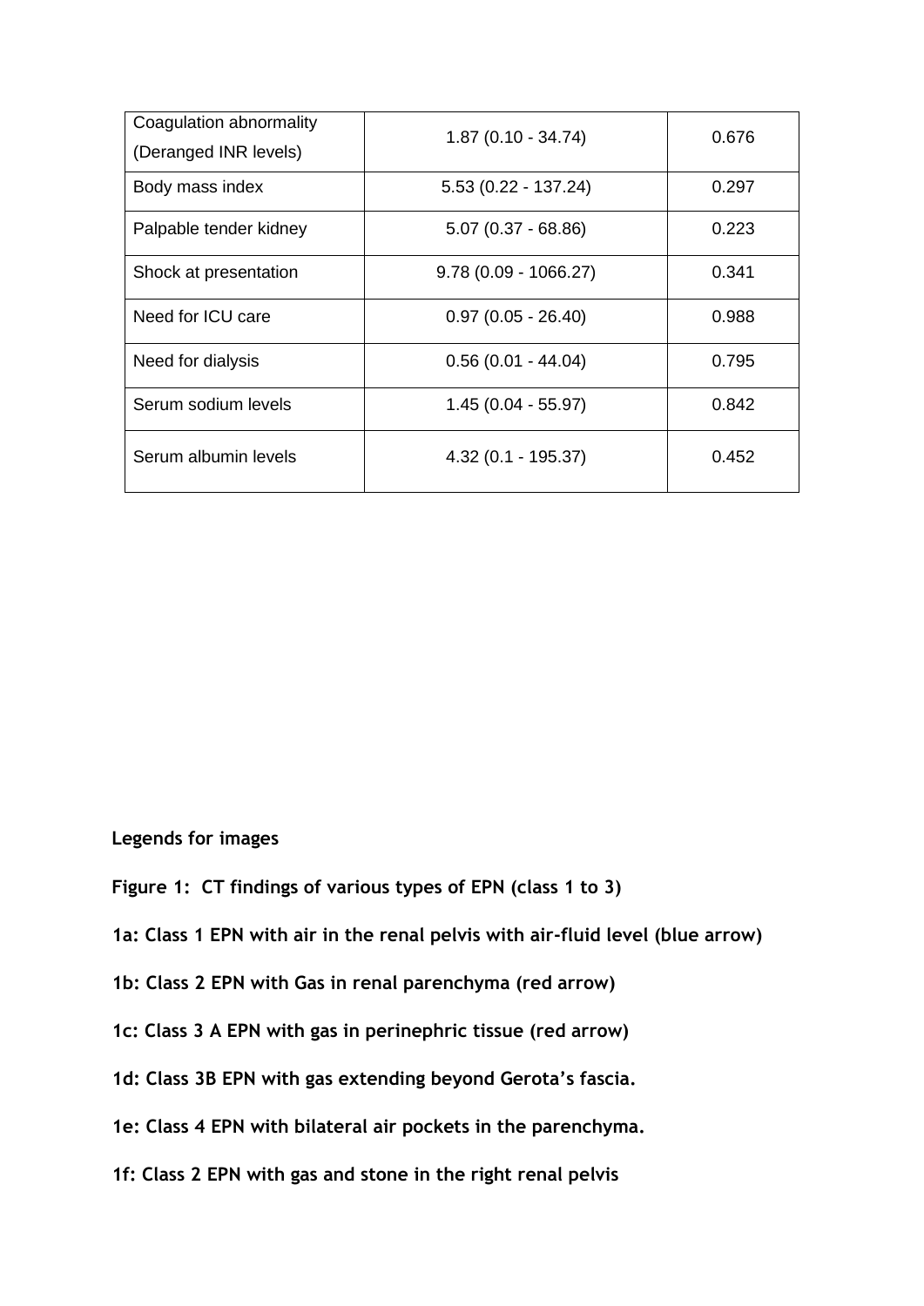| | | |
|---|---|---|
| Coagulation abnormality (Deranged INR levels) | 1.87 (0.10 - 34.74) | 0.676 |
| Body mass index | 5.53 (0.22 - 137.24) | 0.297 |
| Palpable tender kidney | 5.07 (0.37 - 68.86) | 0.223 |
| Shock at presentation | 9.78 (0.09 - 1066.27) | 0.341 |
| Need for ICU care | 0.97 (0.05 - 26.40) | 0.988 |
| Need for dialysis | 0.56 (0.01 - 44.04) | 0.795 |
| Serum sodium levels | 1.45 (0.04 - 55.97) | 0.842 |
| Serum albumin levels | 4.32 (0.1 - 195.37) | 0.452 |

**Legends for images**

**Figure 1: CT findings of various types of EPN (class 1 to 3)**

**1a: Class 1 EPN with air in the renal pelvis with air-fluid level (blue arrow)**

**1b: Class 2 EPN with Gas in renal parenchyma (red arrow)**

**1c: Class 3 A EPN with gas in perinephric tissue (red arrow)**

**1d: Class 3B EPN with gas extending beyond Gerota's fascia.**

**1e: Class 4 EPN with bilateral air pockets in the parenchyma.**

**1f: Class 2 EPN with gas and stone in the right renal pelvis**